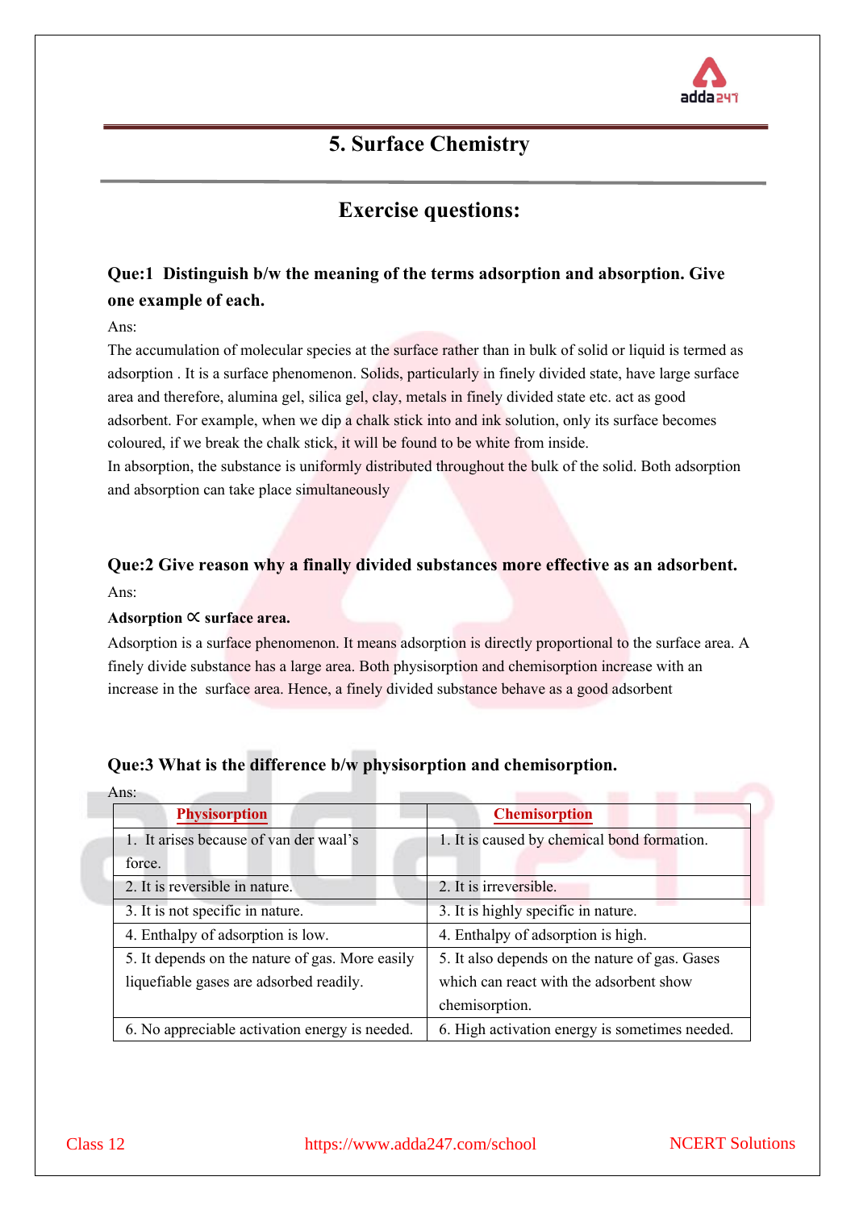# 5. Surface Chemistry

## Exercise questions:

**Que:1 Distinguish b/w the meaning of the terms adsorption and absorption. Give one example of each.**

Ans:

The accumulation of molecular species at the surface rather than in bulk of solid or liquid is termed as adsorption . It is a surface phenomenon. Solids, particularly in finely divided state, have large surface area and therefore, alumina gel, silica gel, clay, metals in finely divided state etc. act as good adsorbent. For example, when we dip a chalk stick into and ink solution, only its surface becomes coloured, if we break the chalk stick, it will be found to be white from inside.

In absorption, the substance is uniformly distributed throughout the bulk of the solid. Both adsorption and absorption can take place simultaneously

**Que:2 Give reason why a finally divided substances more effective as an adsorbent.**

Ans:

**Adsorption $\propto$ surface area.**

Adsorption is a surface phenomenon. It means adsorption is directly proportional to the surface area. A finely divide substance has a large area. Both physisorption and chemisorption increase with an increase in the surface area. Hence, a finely divided substance behave as a good adsorbent

**Que:3 What is the difference b/w physisorption and chemisorption.**

Ans:

| Physisorption | Chemisorption |
|---|---|
| 1. It arises because of van der waal's force. | 1. It is caused by chemical bond formation. |
| 2. It is reversible in nature. | 2. It is irreversible. |
| 3. It is not specific in nature. | 3. It is highly specific in nature. |
| 4. Enthalpy of adsorption is low. | 4. Enthalpy of adsorption is high. |
| 5. It depends on the nature of gas. More easily liquefiable gases are adsorbed readily. | 5. It also depends on the nature of gas. Gases which can react with the adsorbent show chemisorption. |
| 6. No appreciable activation energy is needed. | 6. High activation energy is sometimes needed. |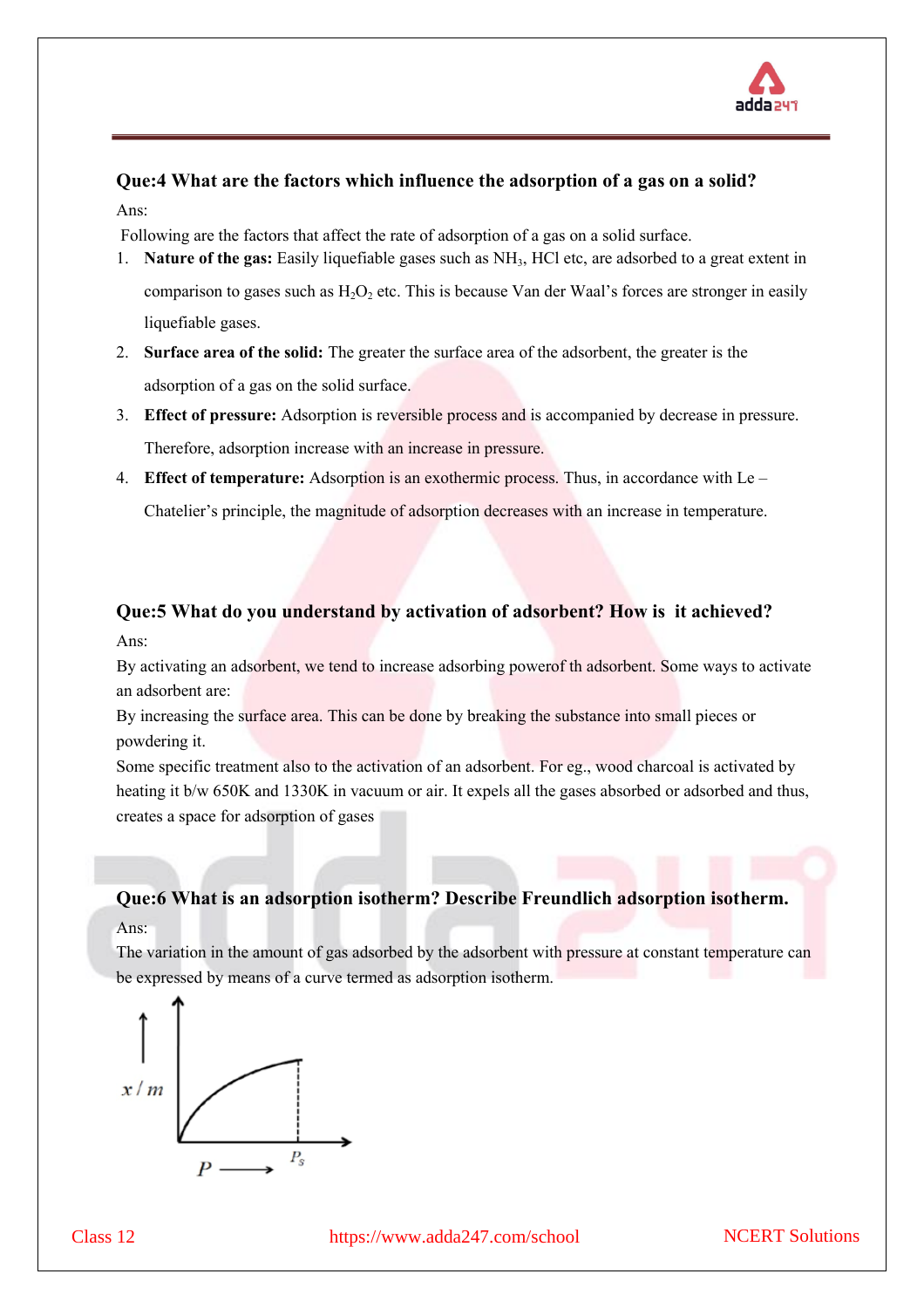**Que:4 What are the factors which influence the adsorption of a gas on a solid?**

Ans:

Following are the factors that affect the rate of adsorption of a gas on a solid surface.

1. **Nature of the gas:** Easily liquefiable gases such as $NH_3$, HCl etc, are adsorbed to a great extent in comparison to gases such as $H_2O_2$ etc. This is because Van der Waal's forces are stronger in easily liquefiable gases.
2. **Surface area of the solid:** The greater the surface area of the adsorbent, the greater is the adsorption of a gas on the solid surface.
3. **Effect of pressure:** Adsorption is reversible process and is accompanied by decrease in pressure. Therefore, adsorption increase with an increase in pressure.
4. **Effect of temperature:** Adsorption is an exothermic process. Thus, in accordance with Le – Chatelier's principle, the magnitude of adsorption decreases with an increase in temperature.

**Que:5 What do you understand by activation of adsorbent? How is it achieved?**

Ans:

By activating an adsorbent, we tend to increase adsorbing powerof th adsorbent. Some ways to activate an adsorbent are:

By increasing the surface area. This can be done by breaking the substance into small pieces or powdering it.

Some specific treatment also to the activation of an adsorbent. For eg., wood charcoal is activated by heating it b/w 650K and 1330K in vacuum or air. It expels all the gases absorbed or adsorbed and thus, creates a space for adsorption of gases

**Que:6 What is an adsorption isotherm? Describe Freundlich adsorption isotherm.**

Ans:

The variation in the amount of gas adsorbed by the adsorbent with pressure at constant temperature can be expressed by means of a curve termed as adsorption isotherm.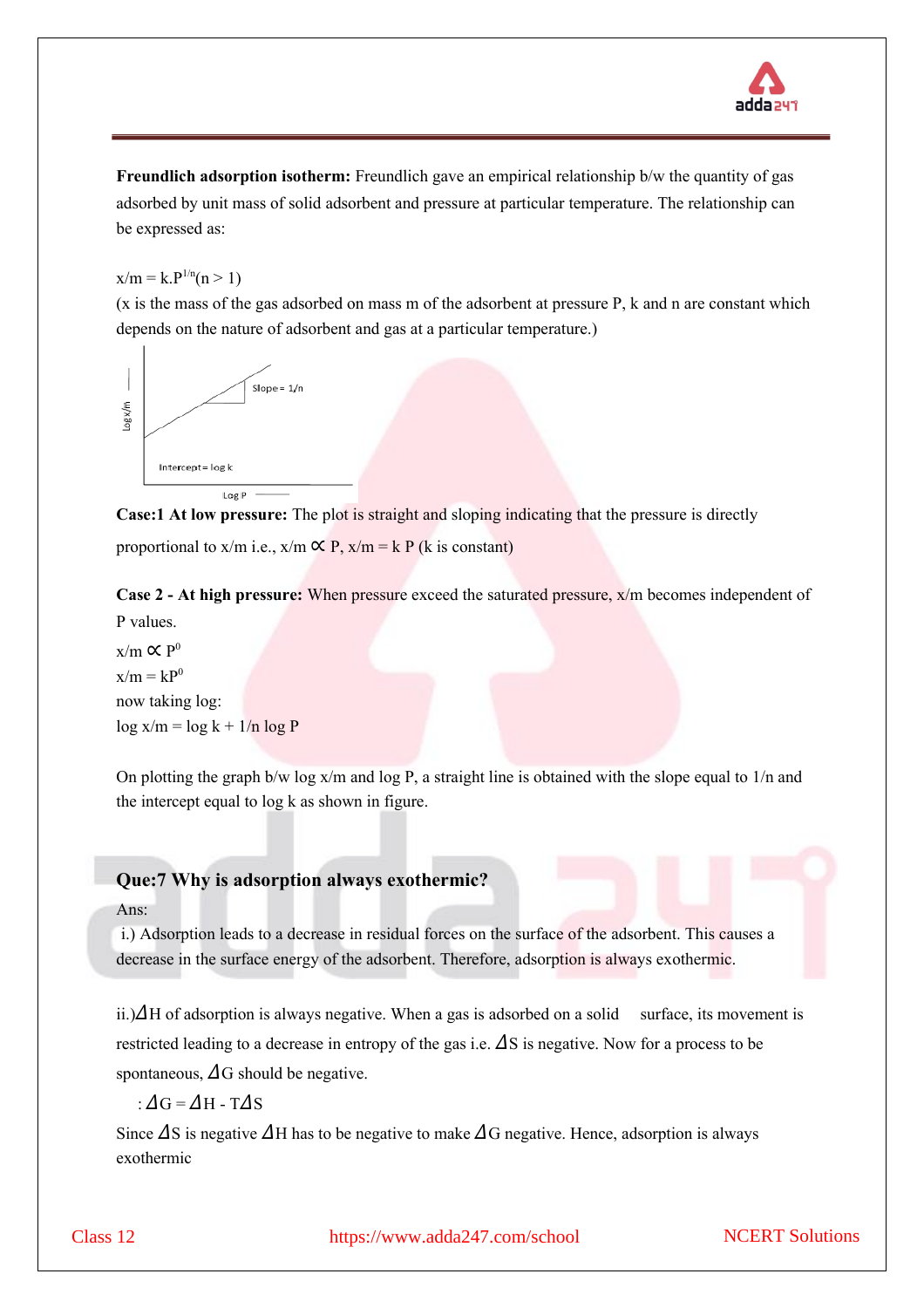**Freundlich adsorption isotherm:** Freundlich gave an empirical relationship b/w the quantity of gas adsorbed by unit mass of solid adsorbent and pressure at particular temperature. The relationship can be expressed as:

$x/m = k.P^{1/n} (n > 1)$

(x is the mass of the gas adsorbed on mass m of the adsorbent at pressure P, k and n are constant which depends on the nature of adsorbent and gas at a particular temperature.)

Slope = 1/n

Intercept = log k

Log x/m

Log P

**Case:1 At low pressure:** The plot is straight and sloping indicating that the pressure is directly proportional to x/m i.e., $x/m \propto P$, $x/m = k P$ (k is constant)

**Case 2 - At high pressure:** When pressure exceed the saturated pressure, x/m becomes independent of P values.

$x/m \propto P^0$

$x/m = kP^0$

now taking log:

$\log x/m = \log k + 1/n \log P$

On plotting the graph b/w log x/m and log P, a straight line is obtained with the slope equal to 1/n and the intercept equal to log k as shown in figure.

## Que:7 Why is adsorption always exothermic?

Ans:

i.) Adsorption leads to a decrease in residual forces on the surface of the adsorbent. This causes a decrease in the surface energy of the adsorbent. Therefore, adsorption is always exothermic.

ii.) $\Delta H$ of adsorption is always negative. When a gas is adsorbed on a solid surface, its movement is restricted leading to a decrease in entropy of the gas i.e. $\Delta S$ is negative. Now for a process to be spontaneous, $\Delta G$ should be negative.

: $\Delta G = \Delta H - T\Delta S$

Since $\Delta S$ is negative $\Delta H$ has to be negative to make $\Delta G$ negative. Hence, adsorption is always exothermic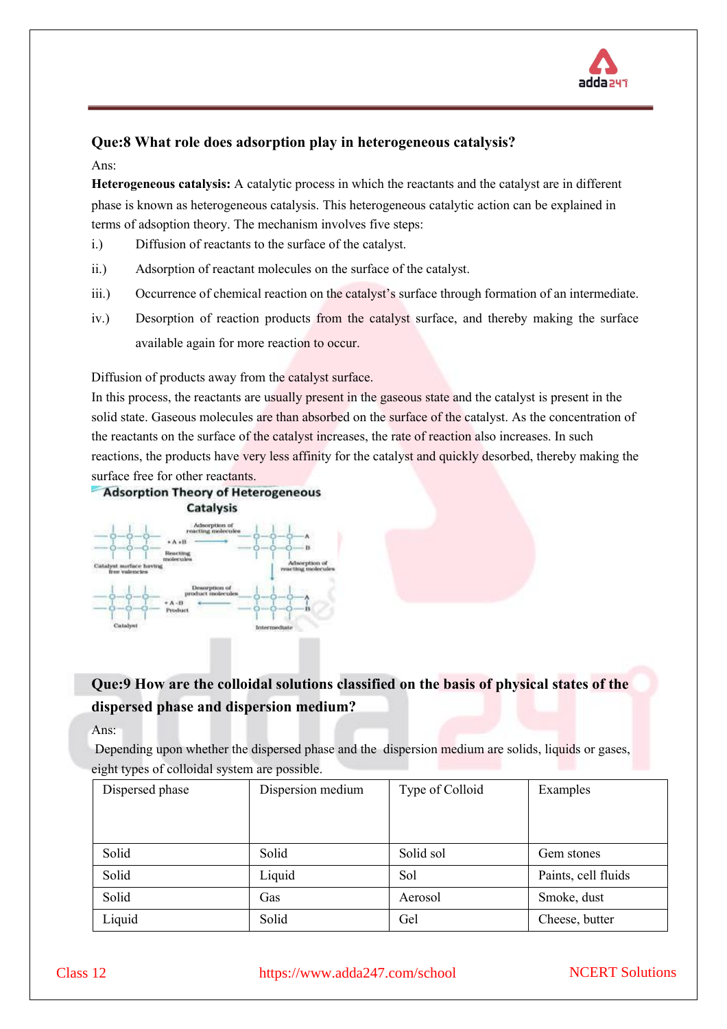### Que:8 What role does adsorption play in heterogeneous catalysis?

Ans:

**Heterogeneous catalysis:** A catalytic process in which the reactants and the catalyst are in different phase is known as heterogeneous catalysis. This heterogeneous catalytic action can be explained in terms of adsoption theory. The mechanism involves five steps:

i.) Diffusion of reactants to the surface of the catalyst.

ii.) Adsorption of reactant molecules on the surface of the catalyst.

iii.) Occurrence of chemical reaction on the catalyst's surface through formation of an intermediate.

iv.) Desorption of reaction products from the catalyst surface, and thereby making the surface available again for more reaction to occur.

Diffusion of products away from the catalyst surface.

In this process, the reactants are usually present in the gaseous state and the catalyst is present in the solid state. Gaseous molecules are than absorbed on the surface of the catalyst. As the concentration of the reactants on the surface of the catalyst increases, the rate of reaction also increases. In such reactions, the products have very less affinity for the catalyst and quickly desorbed, thereby making the surface free for other reactants.

**Adsorption Theory of Heterogeneous Catalysis**

### Que:9 How are the colloidal solutions classified on the basis of physical states of the dispersed phase and dispersion medium?

Ans:

Depending upon whether the dispersed phase and the dispersion medium are solids, liquids or gases, eight types of colloidal system are possible.

| Dispersed phase | Dispersion medium | Type of Colloid | Examples |
|---|---|---|---|
| Solid | Solid | Solid sol | Gem stones |
| Solid | Liquid | Sol | Paints, cell fluids |
| Solid | Gas | Aerosol | Smoke, dust |
| Liquid | Solid | Gel | Cheese, butter |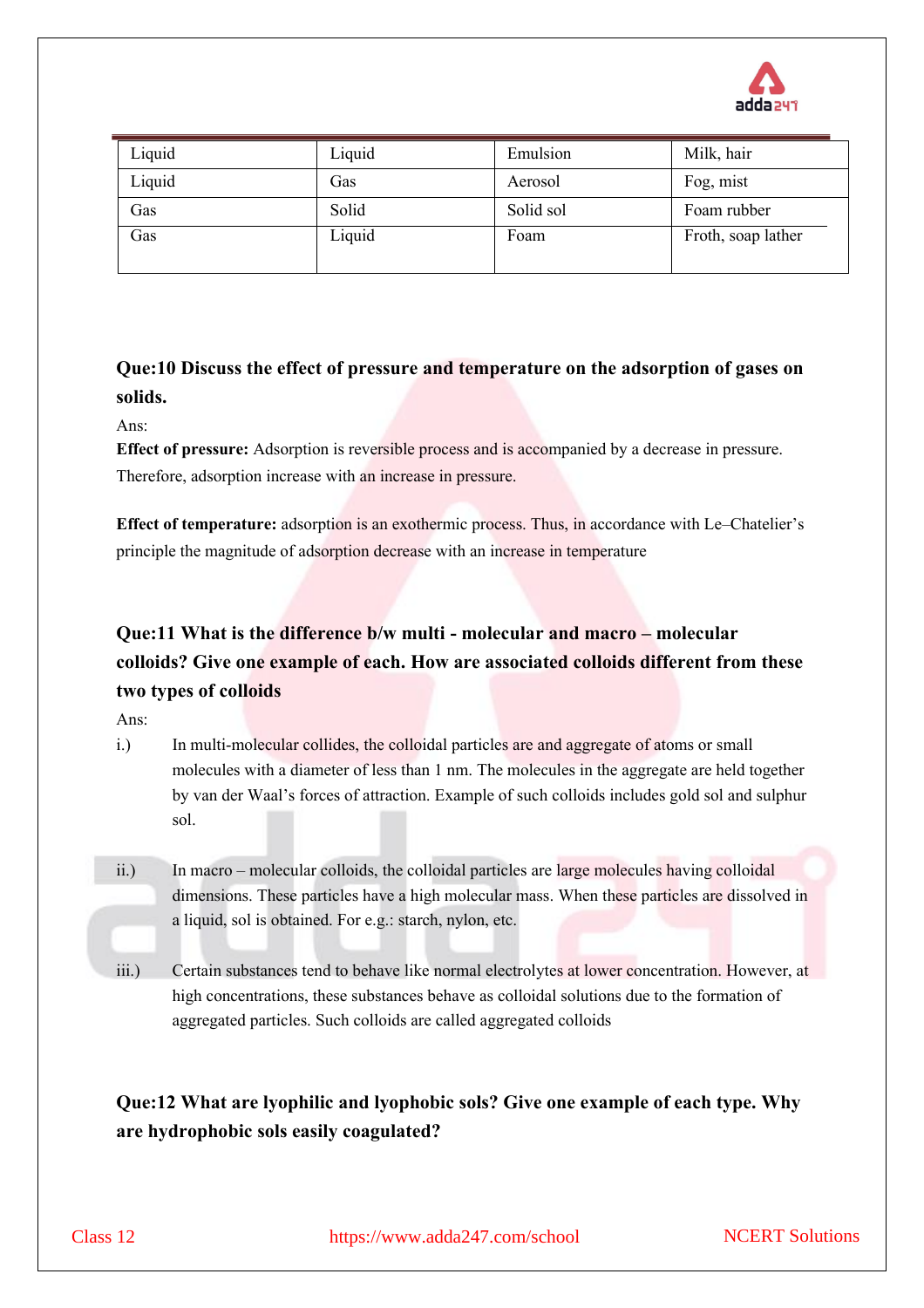| Liquid | Liquid | Emulsion | Milk, hair |
|---|---|---|---|
| Liquid | Gas | Aerosol | Fog, mist |
| Gas | Solid | Solid sol | Foam rubber |
| Gas | Liquid | Foam | Froth, soap lather |

**Que:10 Discuss the effect of pressure and temperature on the adsorption of gases on solids.**

Ans:

**Effect of pressure:** Adsorption is reversible process and is accompanied by a decrease in pressure. Therefore, adsorption increase with an increase in pressure.

**Effect of temperature:** adsorption is an exothermic process. Thus, in accordance with Le–Chatelier's principle the magnitude of adsorption decrease with an increase in temperature

**Que:11 What is the difference b/w multi - molecular and macro – molecular colloids? Give one example of each. How are associated colloids different from these two types of colloids**

Ans:

i.) In multi-molecular collides, the colloidal particles are and aggregate of atoms or small molecules with a diameter of less than 1 nm. The molecules in the aggregate are held together by van der Waal's forces of attraction. Example of such colloids includes gold sol and sulphur sol.

ii.) In macro – molecular colloids, the colloidal particles are large molecules having colloidal dimensions. These particles have a high molecular mass. When these particles are dissolved in a liquid, sol is obtained. For e.g.: starch, nylon, etc.

iii.) Certain substances tend to behave like normal electrolytes at lower concentration. However, at high concentrations, these substances behave as colloidal solutions due to the formation of aggregated particles. Such colloids are called aggregated colloids

**Que:12 What are lyophilic and lyophobic sols? Give one example of each type. Why are hydrophobic sols easily coagulated?**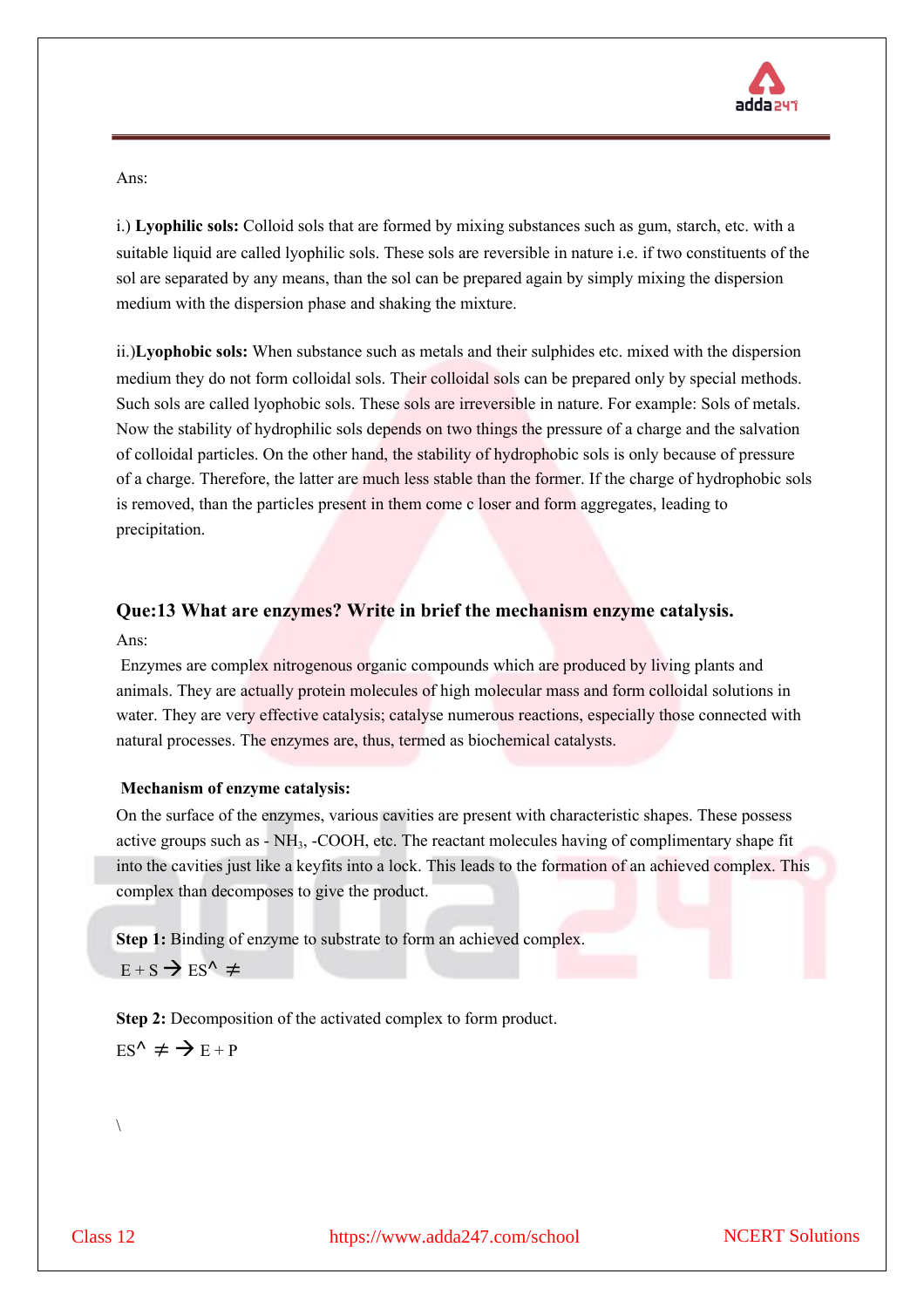Ans:

i.) **Lyophilic sols:** Colloid sols that are formed by mixing substances such as gum, starch, etc. with a suitable liquid are called lyophilic sols. These sols are reversible in nature i.e. if two constituents of the sol are separated by any means, than the sol can be prepared again by simply mixing the dispersion medium with the dispersion phase and shaking the mixture.

ii.)**Lyophobic sols:** When substance such as metals and their sulphides etc. mixed with the dispersion medium they do not form colloidal sols. Their colloidal sols can be prepared only by special methods. Such sols are called lyophobic sols. These sols are irreversible in nature. For example: Sols of metals. Now the stability of hydrophilic sols depends on two things the pressure of a charge and the salvation of colloidal particles. On the other hand, the stability of hydrophobic sols is only because of pressure of a charge. Therefore, the latter are much less stable than the former. If the charge of hydrophobic sols is removed, than the particles present in them come c loser and form aggregates, leading to precipitation.

### Que:13 What are enzymes? Write in brief the mechanism enzyme catalysis.

Ans:

Enzymes are complex nitrogenous organic compounds which are produced by living plants and animals. They are actually protein molecules of high molecular mass and form colloidal solutions in water. They are very effective catalysis; catalyse numerous reactions, especially those connected with natural processes. The enzymes are, thus, termed as biochemical catalysts.

**Mechanism of enzyme catalysis:**

On the surface of the enzymes, various cavities are present with characteristic shapes. These possess active groups such as - $NH_3$, -COOH, etc. The reactant molecules having of complimentary shape fit into the cavities just like a keyfits into a lock. This leads to the formation of an achieved complex. This complex than decomposes to give the product.

**Step 1:** Binding of enzyme to substrate to form an achieved complex.

$E + S \rightarrow ES^{\wedge} \neq$

**Step 2:** Decomposition of the activated complex to form product.

$ES^{\wedge} \neq \rightarrow E + P$

\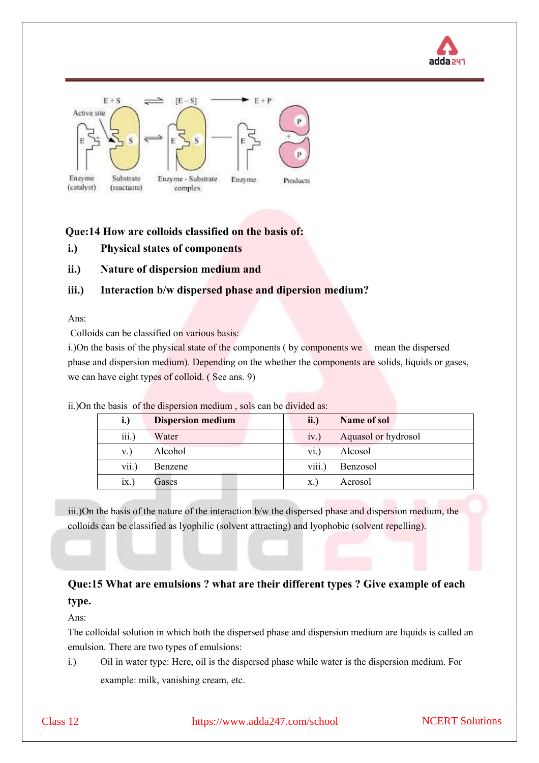E + S ⇌ [E – S] ⟶ E + P

Active site

Enzyme (catalyst) | Substrate (reactants) | Enzyme - Substrate complex | Enzyme | Products

**Que:14 How are colloids classified on the basis of:**

**i.) Physical states of components**

**ii.) Nature of dispersion medium and**

**iii.) Interaction b/w dispersed phase and dipersion medium?**

Ans:

Colloids can be classified on various basis:

i.)On the basis of the physical state of the components ( by components we mean the dispersed phase and dispersion medium). Depending on the whether the components are solids, liquids or gases, we can have eight types of colloid. ( See ans. 9)

ii.)On the basis of the dispersion medium , sols can be divided as:

| i.) | Dispersion medium | ii.) | Name of sol |
|---|---|---|---|
| iii.) | Water | iv.) | Aquasol or hydrosol |
| v.) | Alcohol | vi.) | Alcosol |
| vii.) | Benzene | viii.) | Benzosol |
| ix.) | Gases | x.) | Aerosol |

iii.)On the basis of the nature of the interaction b/w the dispersed phase and dispersion medium, the colloids can be classified as lyophilic (solvent attracting) and lyophobic (solvent repelling).

**Que:15 What are emulsions ? what are their different types ? Give example of each type.**

Ans:

The colloidal solution in which both the dispersed phase and dispersion medium are liquids is called an emulsion. There are two types of emulsions:

i.) Oil in water type: Here, oil is the dispersed phase while water is the dispersion medium. For example: milk, vanishing cream, etc.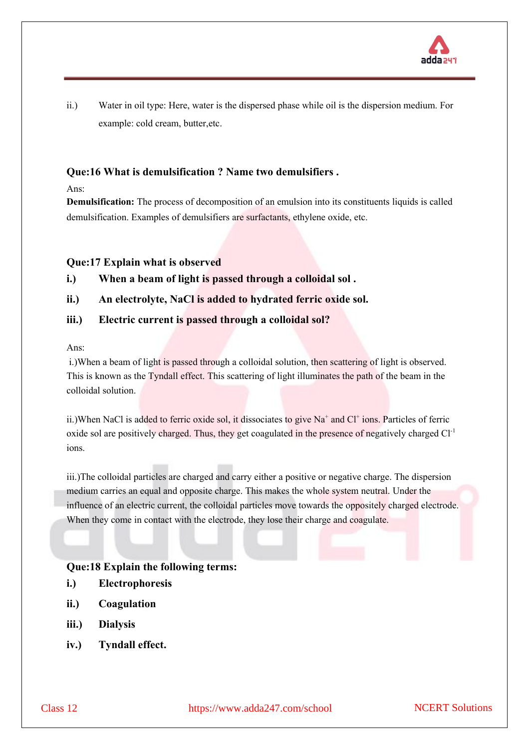ii.) Water in oil type: Here, water is the dispersed phase while oil is the dispersion medium. For example: cold cream, butter,etc.

**Que:16 What is demulsification ? Name two demulsifiers .**

Ans:

**Demulsification:** The process of decomposition of an emulsion into its constituents liquids is called demulsification. Examples of demulsifiers are surfactants, ethylene oxide, etc.

**Que:17 Explain what is observed**

**i.) When a beam of light is passed through a colloidal sol .**

**ii.) An electrolyte, NaCl is added to hydrated ferric oxide sol.**

**iii.) Electric current is passed through a colloidal sol?**

Ans:

i.)When a beam of light is passed through a colloidal solution, then scattering of light is observed. This is known as the Tyndall effect. This scattering of light illuminates the path of the beam in the colloidal solution.

ii.)When NaCl is added to ferric oxide sol, it dissociates to give $Na^+$ and $Cl^+$ ions. Particles of ferric oxide sol are positively charged. Thus, they get coagulated in the presence of negatively charged $Cl^{-1}$ ions.

iii.)The colloidal particles are charged and carry either a positive or negative charge. The dispersion medium carries an equal and opposite charge. This makes the whole system neutral. Under the influence of an electric current, the colloidal particles move towards the oppositely charged electrode. When they come in contact with the electrode, they lose their charge and coagulate.

**Que:18 Explain the following terms:**

**i.) Electrophoresis**

**ii.) Coagulation**

**iii.) Dialysis**

**iv.) Tyndall effect.**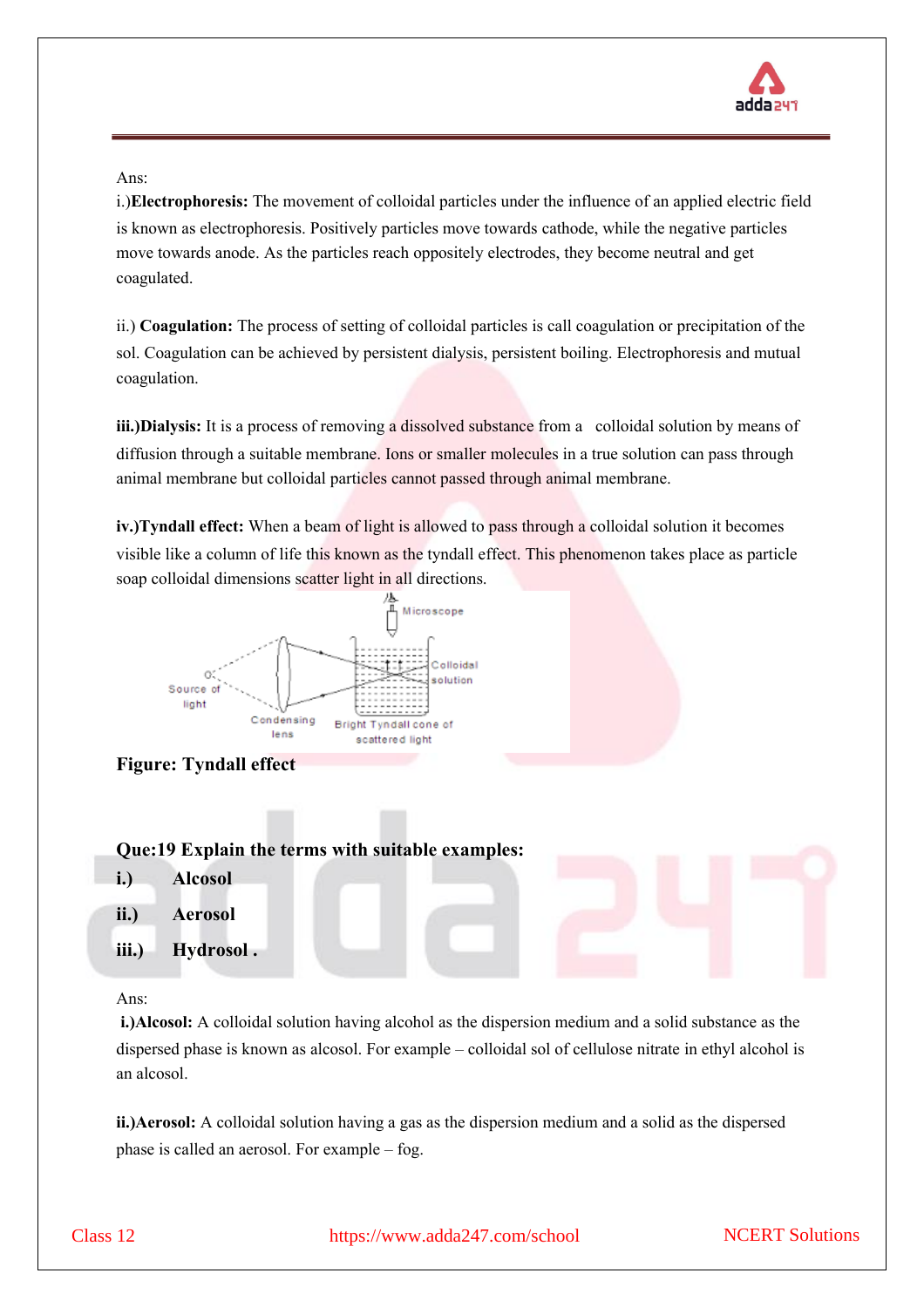Ans:

i.)**Electrophoresis:** The movement of colloidal particles under the influence of an applied electric field is known as electrophoresis. Positively particles move towards cathode, while the negative particles move towards anode. As the particles reach oppositely electrodes, they become neutral and get coagulated.

ii.) **Coagulation:** The process of setting of colloidal particles is call coagulation or precipitation of the sol. Coagulation can be achieved by persistent dialysis, persistent boiling. Electrophoresis and mutual coagulation.

**iii.)Dialysis:** It is a process of removing a dissolved substance from a colloidal solution by means of diffusion through a suitable membrane. Ions or smaller molecules in a true solution can pass through animal membrane but colloidal particles cannot passed through animal membrane.

**iv.)Tyndall effect:** When a beam of light is allowed to pass through a colloidal solution it becomes visible like a column of life this known as the tyndall effect. This phenomenon takes place as particle soap colloidal dimensions scatter light in all directions.

Microscope

Source of light

Condensing lens

Bright Tyndall cone of scattered light

Colloidal solution

**Figure: Tyndall effect**

**Que:19 Explain the terms with suitable examples:**

**i.) Alcosol**

**ii.) Aerosol**

**iii.) Hydrosol .**

Ans:

**i.)Alcosol:** A colloidal solution having alcohol as the dispersion medium and a solid substance as the dispersed phase is known as alcosol. For example – colloidal sol of cellulose nitrate in ethyl alcohol is an alcosol.

**ii.)Aerosol:** A colloidal solution having a gas as the dispersion medium and a solid as the dispersed phase is called an aerosol. For example – fog.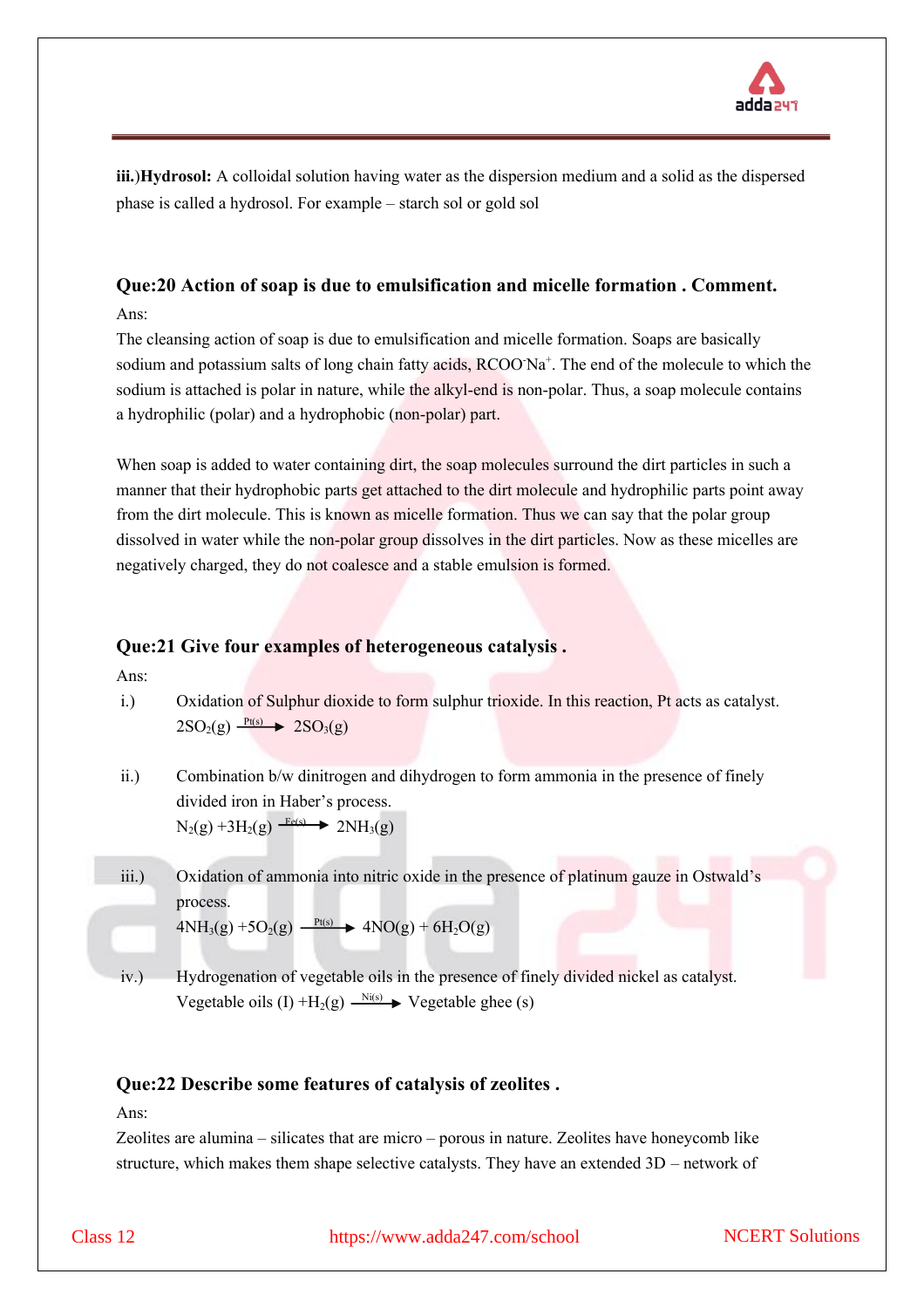**iii.)Hydrosol:** A colloidal solution having water as the dispersion medium and a solid as the dispersed phase is called a hydrosol. For example – starch sol or gold sol

### Que:20 Action of soap is due to emulsification and micelle formation . Comment.

Ans:

The cleansing action of soap is due to emulsification and micelle formation. Soaps are basically sodium and potassium salts of long chain fatty acids, $RCOO^-Na^+$. The end of the molecule to which the sodium is attached is polar in nature, while the alkyl-end is non-polar. Thus, a soap molecule contains a hydrophilic (polar) and a hydrophobic (non-polar) part.

When soap is added to water containing dirt, the soap molecules surround the dirt particles in such a manner that their hydrophobic parts get attached to the dirt molecule and hydrophilic parts point away from the dirt molecule. This is known as micelle formation. Thus we can say that the polar group dissolved in water while the non-polar group dissolves in the dirt particles. Now as these micelles are negatively charged, they do not coalesce and a stable emulsion is formed.

### Que:21 Give four examples of heterogeneous catalysis .

Ans:

i.) Oxidation of Sulphur dioxide to form sulphur trioxide. In this reaction, Pt acts as catalyst.
$2SO_2(g) \xrightarrow{Pt(s)} 2SO_3(g)$

ii.) Combination b/w dinitrogen and dihydrogen to form ammonia in the presence of finely divided iron in Haber's process.
$N_2(g) + 3H_2(g) \xrightarrow{Fe(s)} 2NH_3(g)$

iii.) Oxidation of ammonia into nitric oxide in the presence of platinum gauze in Ostwald's process.
$4NH_3(g) + 5O_2(g) \xrightarrow{Pt(s)} 4NO(g) + 6H_2O(g)$

iv.) Hydrogenation of vegetable oils in the presence of finely divided nickel as catalyst.
Vegetable oils (I) $+H_2(g) \xrightarrow{Ni(s)}$ Vegetable ghee (s)

### Que:22 Describe some features of catalysis of zeolites .

Ans:

Zeolites are alumina – silicates that are micro – porous in nature. Zeolites have honeycomb like structure, which makes them shape selective catalysts. They have an extended 3D – network of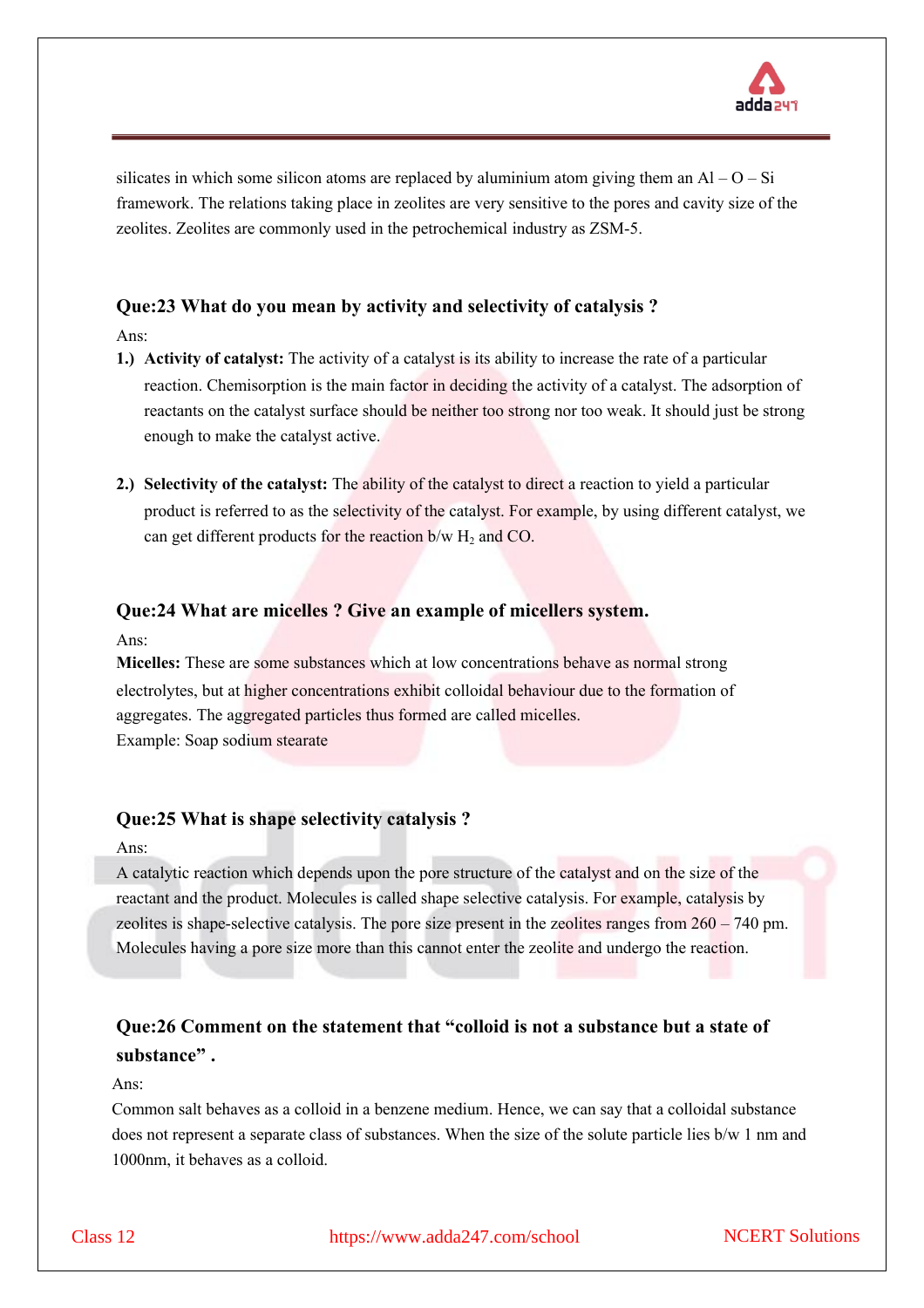silicates in which some silicon atoms are replaced by aluminium atom giving them an Al – O – Si framework. The relations taking place in zeolites are very sensitive to the pores and cavity size of the zeolites. Zeolites are commonly used in the petrochemical industry as ZSM-5.

### Que:23 What do you mean by activity and selectivity of catalysis ?

Ans:

1.) **Activity of catalyst:** The activity of a catalyst is its ability to increase the rate of a particular reaction. Chemisorption is the main factor in deciding the activity of a catalyst. The adsorption of reactants on the catalyst surface should be neither too strong nor too weak. It should just be strong enough to make the catalyst active.

2.) **Selectivity of the catalyst:** The ability of the catalyst to direct a reaction to yield a particular product is referred to as the selectivity of the catalyst. For example, by using different catalyst, we can get different products for the reaction b/w $H_2$ and CO.

### Que:24 What are micelles ? Give an example of micellers system.

Ans:

**Micelles:** These are some substances which at low concentrations behave as normal strong electrolytes, but at higher concentrations exhibit colloidal behaviour due to the formation of aggregates. The aggregated particles thus formed are called micelles.

Example: Soap sodium stearate

### Que:25 What is shape selectivity catalysis ?

Ans:

A catalytic reaction which depends upon the pore structure of the catalyst and on the size of the reactant and the product. Molecules is called shape selective catalysis. For example, catalysis by zeolites is shape-selective catalysis. The pore size present in the zeolites ranges from 260 – 740 pm. Molecules having a pore size more than this cannot enter the zeolite and undergo the reaction.

### Que:26 Comment on the statement that “colloid is not a substance but a state of substance” .

Ans:

Common salt behaves as a colloid in a benzene medium. Hence, we can say that a colloidal substance does not represent a separate class of substances. When the size of the solute particle lies b/w 1 nm and 1000nm, it behaves as a colloid.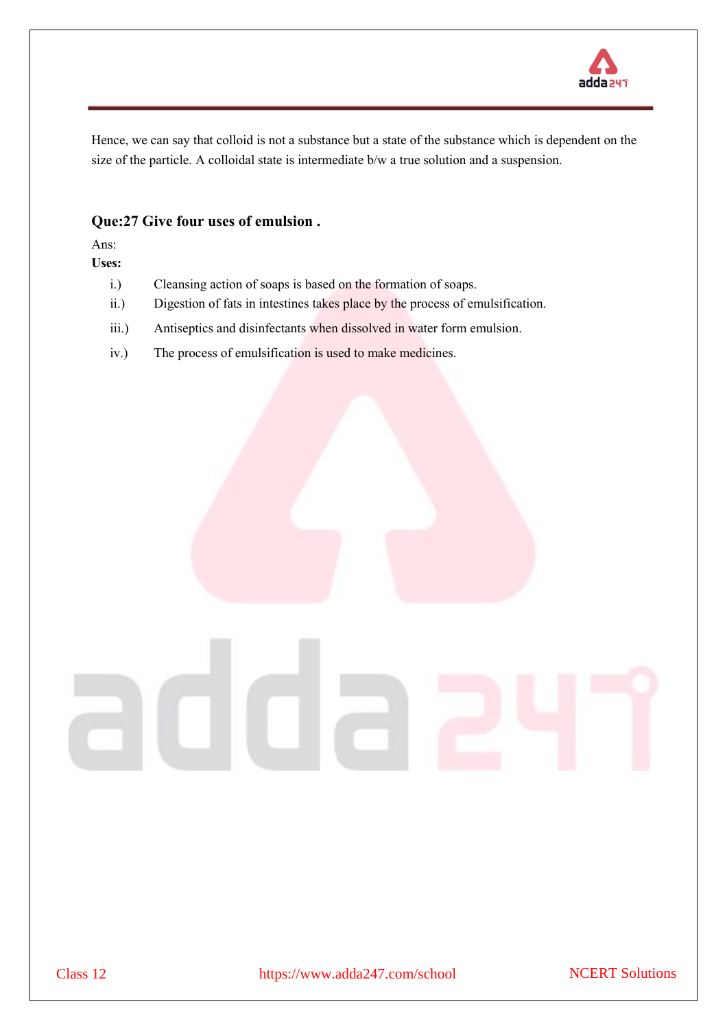Hence, we can say that colloid is not a substance but a state of the substance which is dependent on the size of the particle. A colloidal state is intermediate b/w a true solution and a suspension.

### Que:27 Give four uses of emulsion .

Ans:

**Uses:**

i.) Cleansing action of soaps is based on the formation of soaps.

ii.) Digestion of fats in intestines takes place by the process of emulsification.

iii.) Antiseptics and disinfectants when dissolved in water form emulsion.

iv.) The process of emulsification is used to make medicines.